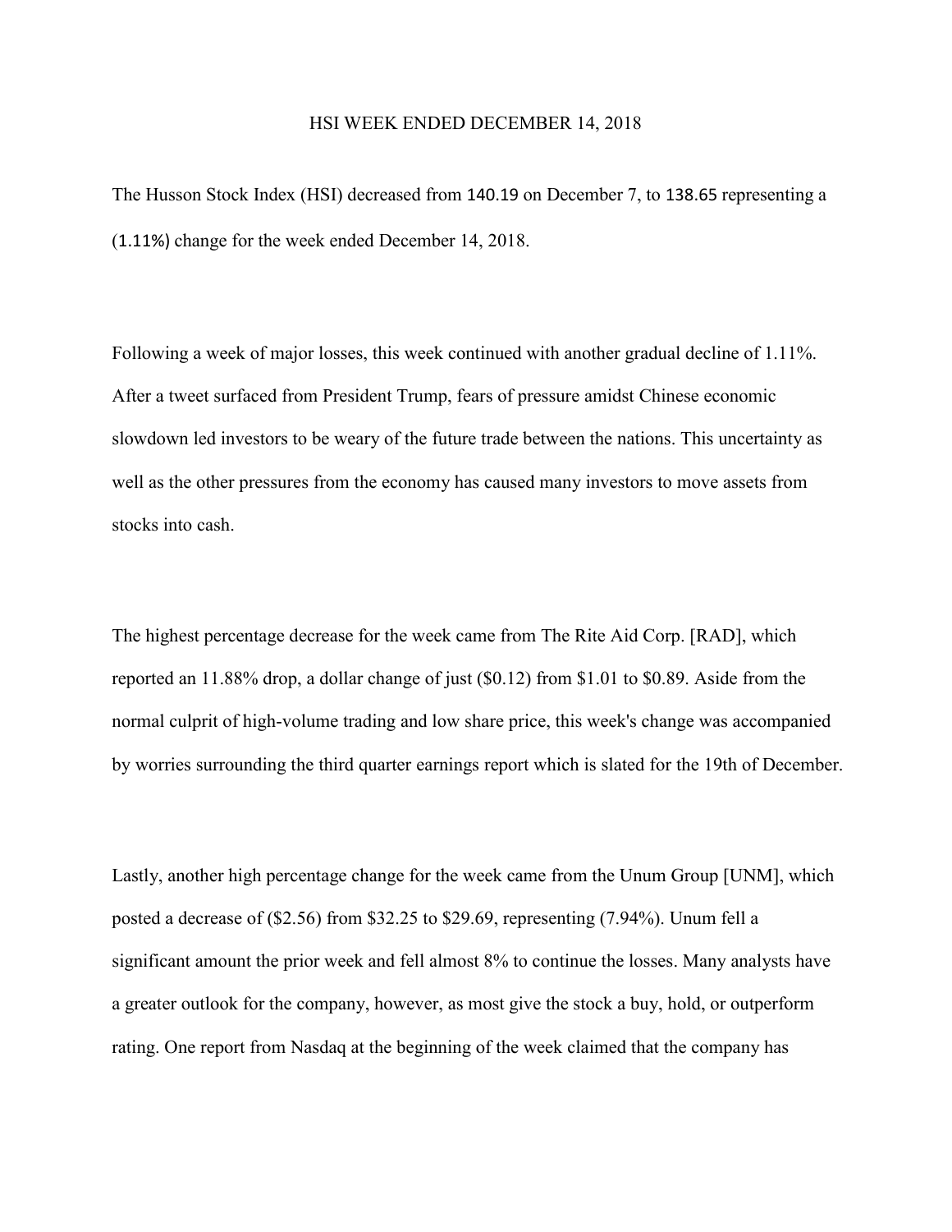# HSI WEEK ENDED DECEMBER 14, 2018

The Husson Stock Index (HSI) decreased from 140.19 on December 7, to 138.65 representing a (1.11%) change for the week ended December 14, 2018.

Following a week of major losses, this week continued with another gradual decline of 1.11%. After a tweet surfaced from President Trump, fears of pressure amidst Chinese economic slowdown led investors to be weary of the future trade between the nations. This uncertainty as well as the other pressures from the economy has caused many investors to move assets from stocks into cash.

The highest percentage decrease for the week came from The Rite Aid Corp. [RAD], which reported an 11.88% drop, a dollar change of just ($0.12) from $1.01 to $0.89. Aside from the normal culprit of high-volume trading and low share price, this week's change was accompanied by worries surrounding the third quarter earnings report which is slated for the 19th of December.

Lastly, another high percentage change for the week came from the Unum Group [UNM], which posted a decrease of ($2.56) from $32.25 to $29.69, representing (7.94%). Unum fell a significant amount the prior week and fell almost 8% to continue the losses. Many analysts have a greater outlook for the company, however, as most give the stock a buy, hold, or outperform rating. One report from Nasdaq at the beginning of the week claimed that the company has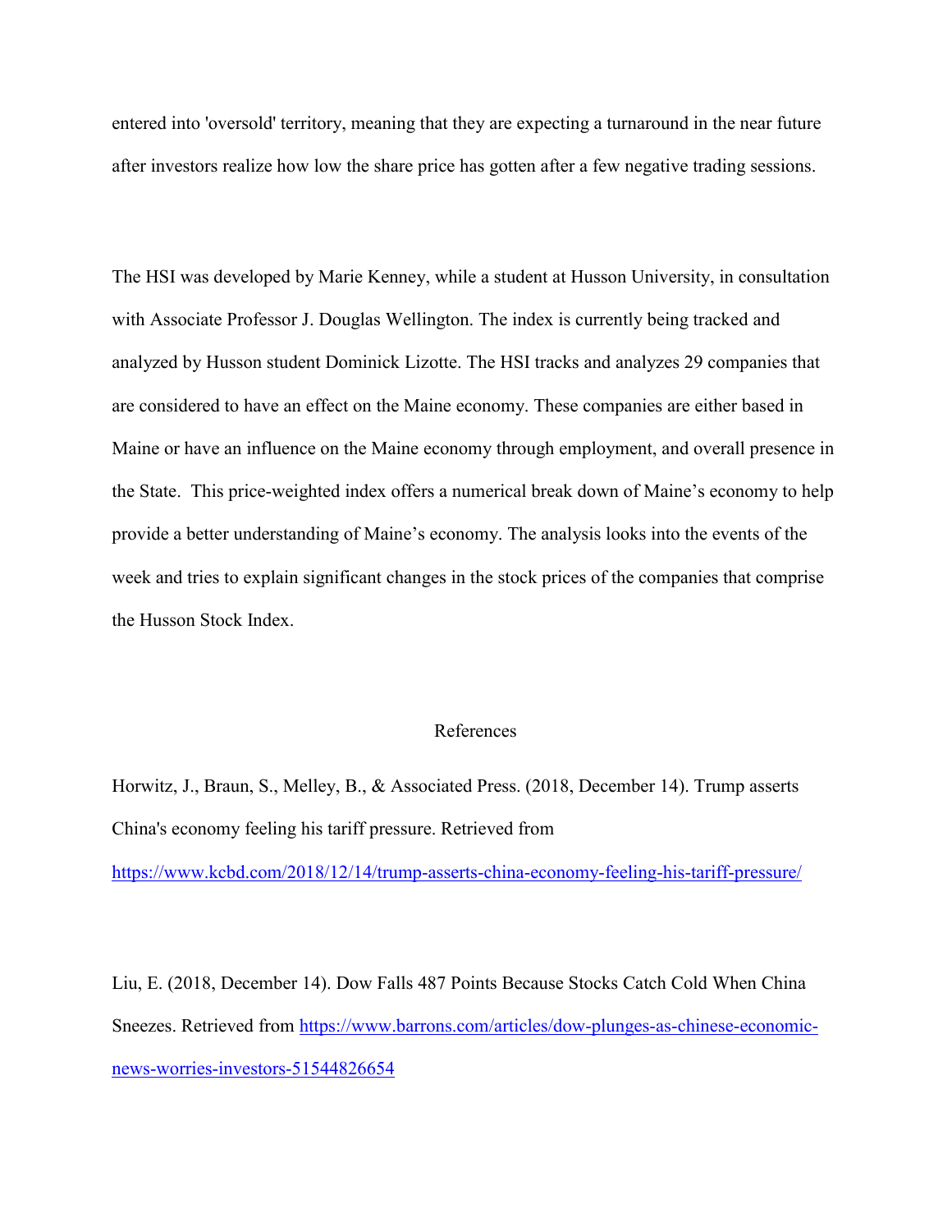entered into 'oversold' territory, meaning that they are expecting a turnaround in the near future after investors realize how low the share price has gotten after a few negative trading sessions.

The HSI was developed by Marie Kenney, while a student at Husson University, in consultation with Associate Professor J. Douglas Wellington. The index is currently being tracked and analyzed by Husson student Dominick Lizotte. The HSI tracks and analyzes 29 companies that are considered to have an effect on the Maine economy. These companies are either based in Maine or have an influence on the Maine economy through employment, and overall presence in the State. This price-weighted index offers a numerical break down of Maine's economy to help provide a better understanding of Maine's economy. The analysis looks into the events of the week and tries to explain significant changes in the stock prices of the companies that comprise the Husson Stock Index.

## References

Horwitz, J., Braun, S., Melley, B., & Associated Press. (2018, December 14). Trump asserts China's economy feeling his tariff pressure. Retrieved from https://www.kcbd.com/2018/12/14/trump-asserts-china-economy-feeling-his-tariff-pressure/

Liu, E. (2018, December 14). Dow Falls 487 Points Because Stocks Catch Cold When China Sneezes. Retrieved from https://www.barrons.com/articles/dow-plunges-as-chinese-economic-news-worries-investors-51544826654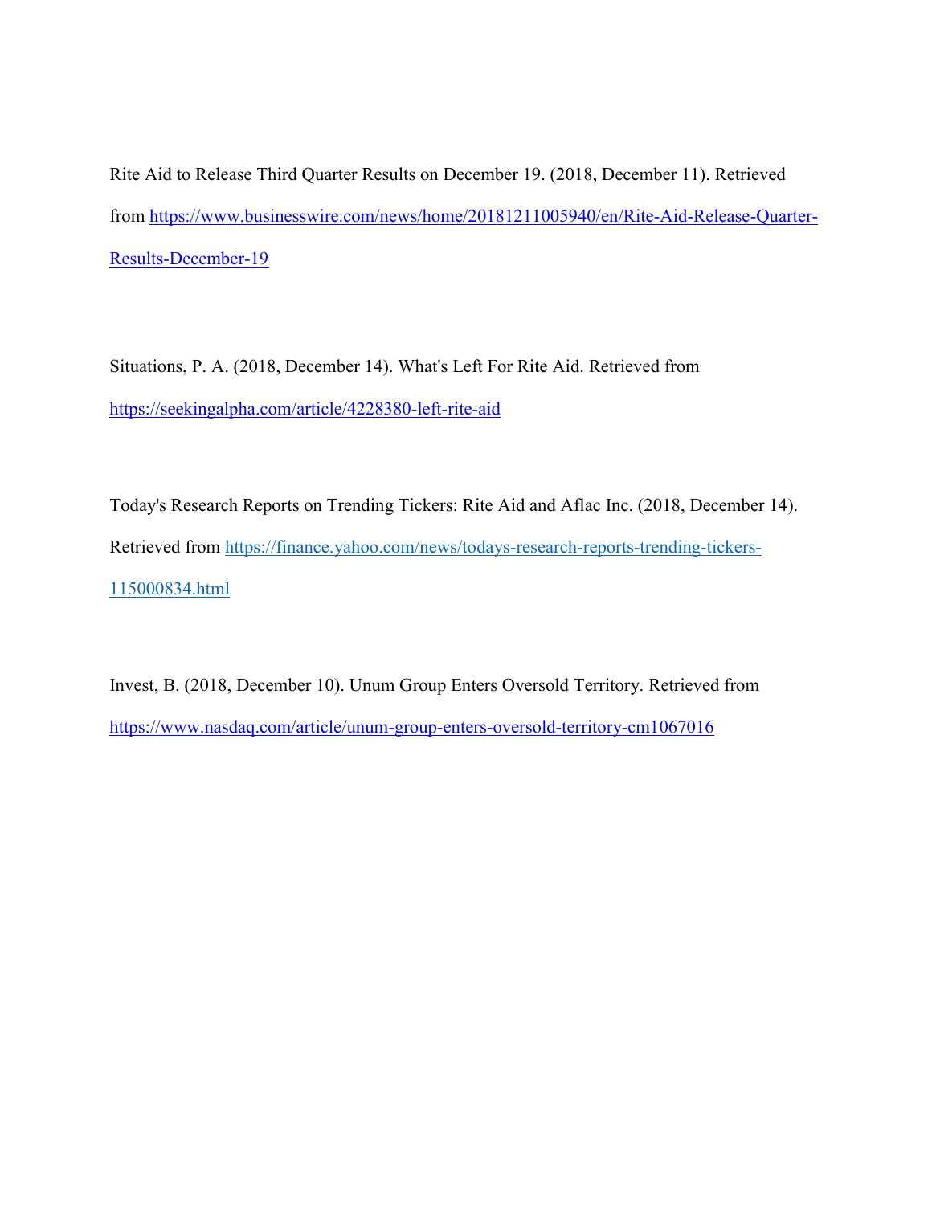Rite Aid to Release Third Quarter Results on December 19. (2018, December 11). Retrieved from https://www.businesswire.com/news/home/20181211005940/en/Rite-Aid-Release-Quarter-Results-December-19

Situations, P. A. (2018, December 14). What's Left For Rite Aid. Retrieved from https://seekingalpha.com/article/4228380-left-rite-aid

Today's Research Reports on Trending Tickers: Rite Aid and Aflac Inc. (2018, December 14). Retrieved from https://finance.yahoo.com/news/todays-research-reports-trending-tickers-115000834.html

Invest, B. (2018, December 10). Unum Group Enters Oversold Territory. Retrieved from https://www.nasdaq.com/article/unum-group-enters-oversold-territory-cm1067016